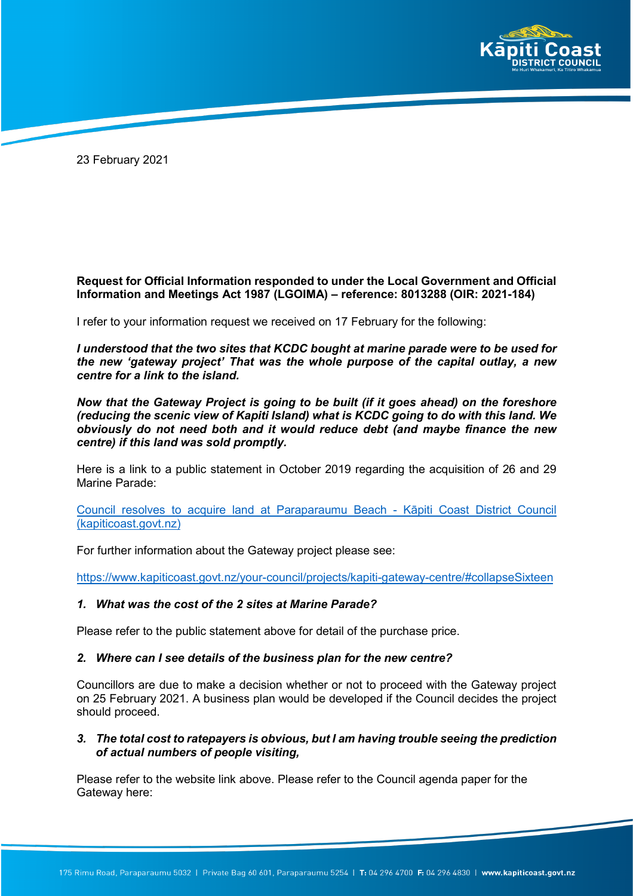23 February 2021

**Request for Official Information responded to under the Local Government and Official Information and Meetings Act 1987 (LGOIMA) – reference: 8013288 (OIR: 2021-184)**

I refer to your information request we received on 17 February for the following:

***I understood that the two sites that KCDC bought at marine parade were to be used for the new 'gateway project' That was the whole purpose of the capital outlay, a new centre for a link to the island.***

***Now that the Gateway Project is going to be built (if it goes ahead) on the foreshore (reducing the scenic view of Kapiti Island) what is KCDC going to do with this land. We obviously do not need both and it would reduce debt (and maybe finance the new centre) if this land was sold promptly.***

Here is a link to a public statement in October 2019 regarding the acquisition of 26 and 29 Marine Parade:

[Council resolves to acquire land at Paraparaumu Beach - Kāpiti Coast District Council (kapiticoast.govt.nz)](Council resolves to acquire land at Paraparaumu Beach - Kāpiti Coast District Council (kapiticoast.govt.nz))

For further information about the Gateway project please see:

https://www.kapiticoast.govt.nz/your-council/projects/kapiti-gateway-centre/#collapseSixteen

1. ***What was the cost of the 2 sites at Marine Parade?***

Please refer to the public statement above for detail of the purchase price.

2. ***Where can I see details of the business plan for the new centre?***

Councillors are due to make a decision whether or not to proceed with the Gateway project on 25 February 2021. A business plan would be developed if the Council decides the project should proceed.

3. ***The total cost to ratepayers is obvious, but I am having trouble seeing the prediction of actual numbers of people visiting,***

Please refer to the website link above. Please refer to the Council agenda paper for the Gateway here: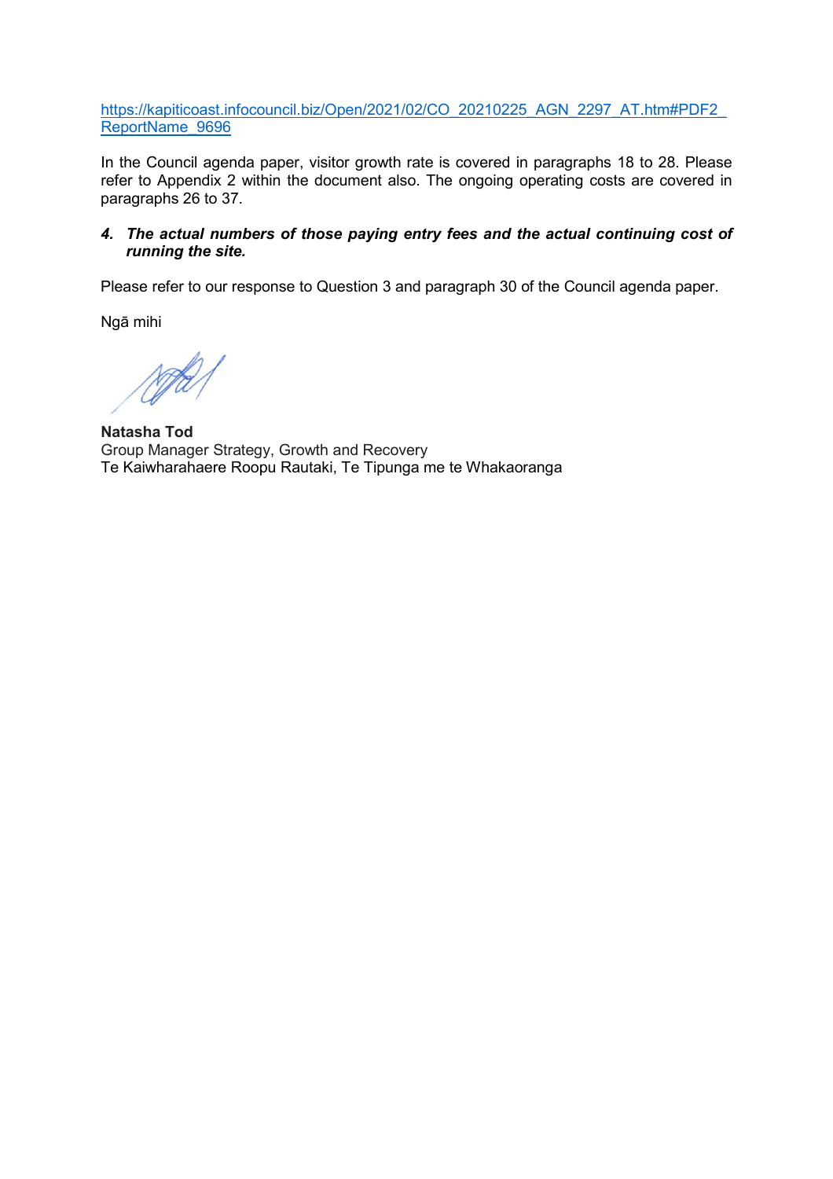https://kapiticoast.infocouncil.biz/Open/2021/02/CO_20210225_AGN_2297_AT.htm#PDF2_ReportName_9696

In the Council agenda paper, visitor growth rate is covered in paragraphs 18 to 28. Please refer to Appendix 2 within the document also. The ongoing operating costs are covered in paragraphs 26 to 37.

***4. The actual numbers of those paying entry fees and the actual continuing cost of running the site.***

Please refer to our response to Question 3 and paragraph 30 of the Council agenda paper.

Ngā mihi

**Natasha Tod**
Group Manager Strategy, Growth and Recovery
Te Kaiwharahaere Roopu Rautaki, Te Tipunga me te Whakaoranga